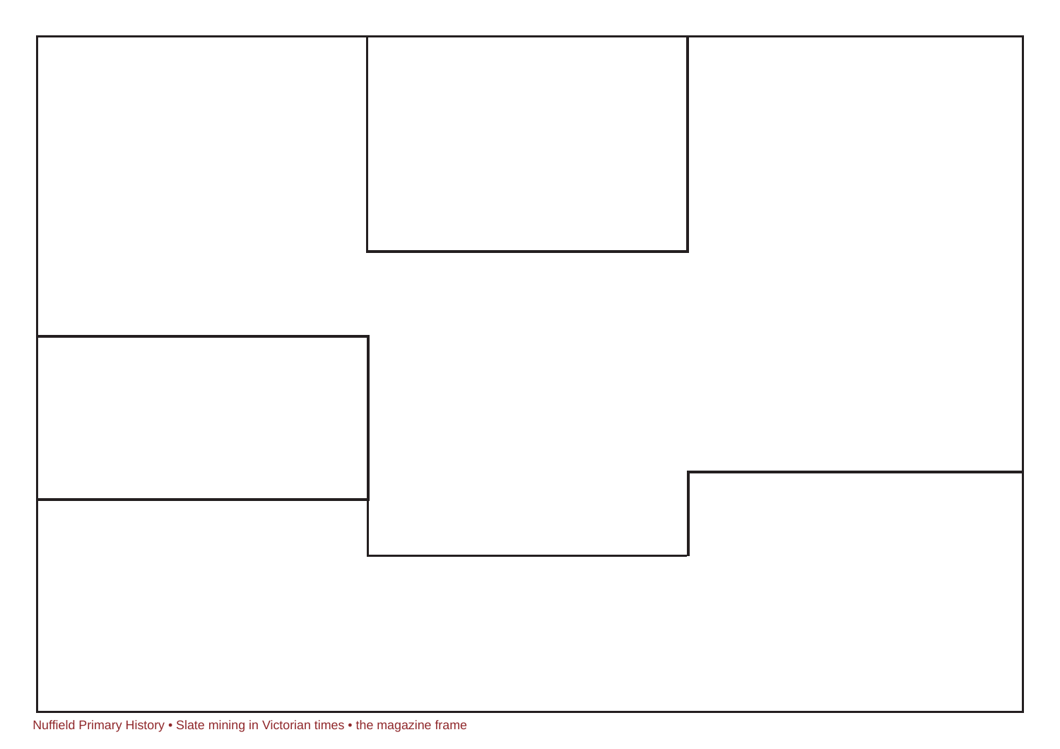Nuffield Primary History • Slate mining in Victorian times • the magazine frame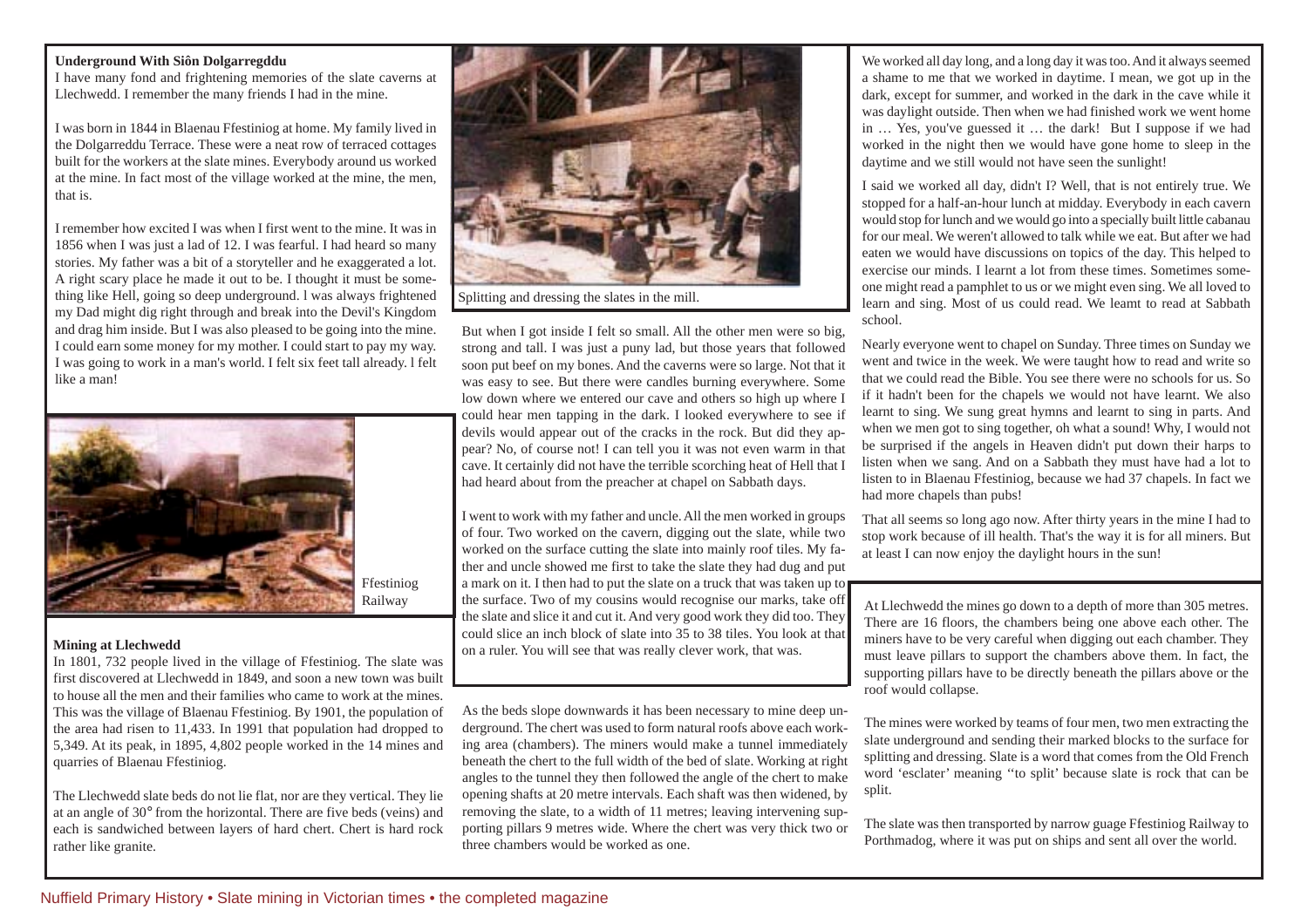### Underground With Siôn Dolgarregddu

I have many fond and frightening memories of the slate caverns at Llechwedd. I remember the many friends I had in the mine.

I was born in 1844 in Blaenau Ffestiniog at home. My family lived in the Dolgarreddu Terrace. These were a neat row of terraced cottages built for the workers at the slate mines. Everybody around us worked at the mine. In fact most of the village worked at the mine, the men, that is.

I remember how excited I was when I first went to the mine. It was in 1856 when I was just a lad of 12. I was fearful. I had heard so many stories. My father was a bit of a storyteller and he exaggerated a lot. A right scary place he made it out to be. I thought it must be something like Hell, going so deep underground. I was always frightened my Dad might dig right through and break into the Devil's Kingdom and drag him inside. But I was also pleased to be going into the mine. I could earn some money for my mother. I could start to pay my way. I was going to work in a man's world. I felt six feet tall already. l felt like a man!

Ffestiniog Railway

Splitting and dressing the slates in the mill.

But when I got inside I felt so small. All the other men were so big, strong and tall. I was just a puny lad, but those years that followed soon put beef on my bones. And the caverns were so large. Not that it was easy to see. But there were candles burning everywhere. Some low down where we entered our cave and others so high up where I could hear men tapping in the dark. I looked everywhere to see if devils would appear out of the cracks in the rock. But did they appear? No, of course not! I can tell you it was not even warm in that cave. It certainly did not have the terrible scorching heat of Hell that I had heard about from the preacher at chapel on Sabbath days.

I went to work with my father and uncle. All the men worked in groups of four. Two worked on the cavern, digging out the slate, while two worked on the surface cutting the slate into mainly roof tiles. My father and uncle showed me first to take the slate they had dug and put a mark on it. I then had to put the slate on a truck that was taken up to the surface. Two of my cousins would recognise our marks, take off the slate and slice it and cut it. And very good work they did too. They could slice an inch block of slate into 35 to 38 tiles. You look at that on a ruler. You will see that was really clever work, that was.

We worked all day long, and a long day it was too. And it always seemed a shame to me that we worked in daytime. I mean, we got up in the dark, except for summer, and worked in the dark in the cave while it was daylight outside. Then when we had finished work we went home in … Yes, you've guessed it … the dark! But I suppose if we had worked in the night then we would have gone home to sleep in the daytime and we still would not have seen the sunlight!

I said we worked all day, didn't I? Well, that is not entirely true. We stopped for a half-an-hour lunch at midday. Everybody in each cavern would stop for lunch and we would go into a specially built little cabanau for our meal. We weren't allowed to talk while we eat. But after we had eaten we would have discussions on topics of the day. This helped to exercise our minds. I learnt a lot from these times. Sometimes someone might read a pamphlet to us or we might even sing. We all loved to learn and sing. Most of us could read. We leamt to read at Sabbath school.

Nearly everyone went to chapel on Sunday. Three times on Sunday we went and twice in the week. We were taught how to read and write so that we could read the Bible. You see there were no schools for us. So if it hadn't been for the chapels we would not have learnt. We also learnt to sing. We sung great hymns and learnt to sing in parts. And when we men got to sing together, oh what a sound! Why, I would not be surprised if the angels in Heaven didn't put down their harps to listen when we sang. And on a Sabbath they must have had a lot to listen to in Blaenau Ffestiniog, because we had 37 chapels. In fact we had more chapels than pubs!

That all seems so long ago now. After thirty years in the mine I had to stop work because of ill health. That's the way it is for all miners. But at least I can now enjoy the daylight hours in the sun!

### Mining at Llechwedd

In 1801, 732 people lived in the village of Ffestiniog. The slate was first discovered at Llechwedd in 1849, and soon a new town was built to house all the men and their families who came to work at the mines. This was the village of Blaenau Ffestiniog. By 1901, the population of the area had risen to 11,433. In 1991 that population had dropped to 5,349. At its peak, in 1895, 4,802 people worked in the 14 mines and quarries of Blaenau Ffestiniog.

The Llechwedd slate beds do not lie flat, nor are they vertical. They lie at an angle of 30° from the horizontal. There are five beds (veins) and each is sandwiched between layers of hard chert. Chert is hard rock rather like granite.

As the beds slope downwards it has been necessary to mine deep underground. The chert was used to form natural roofs above each working area (chambers). The miners would make a tunnel immediately beneath the chert to the full width of the bed of slate. Working at right angles to the tunnel they then followed the angle of the chert to make opening shafts at 20 metre intervals. Each shaft was then widened, by removing the slate, to a width of 11 metres; leaving intervening supporting pillars 9 metres wide. Where the chert was very thick two or three chambers would be worked as one.

At Llechwedd the mines go down to a depth of more than 305 metres. There are 16 floors, the chambers being one above each other. The miners have to be very careful when digging out each chamber. They must leave pillars to support the chambers above them. In fact, the supporting pillars have to be directly beneath the pillars above or the roof would collapse.

The mines were worked by teams of four men, two men extracting the slate underground and sending their marked blocks to the surface for splitting and dressing. Slate is a word that comes from the Old French word 'esclater' meaning "to split' because slate is rock that can be split.

The slate was then transported by narrow guage Ffestiniog Railway to Porthmadog, where it was put on ships and sent all over the world.